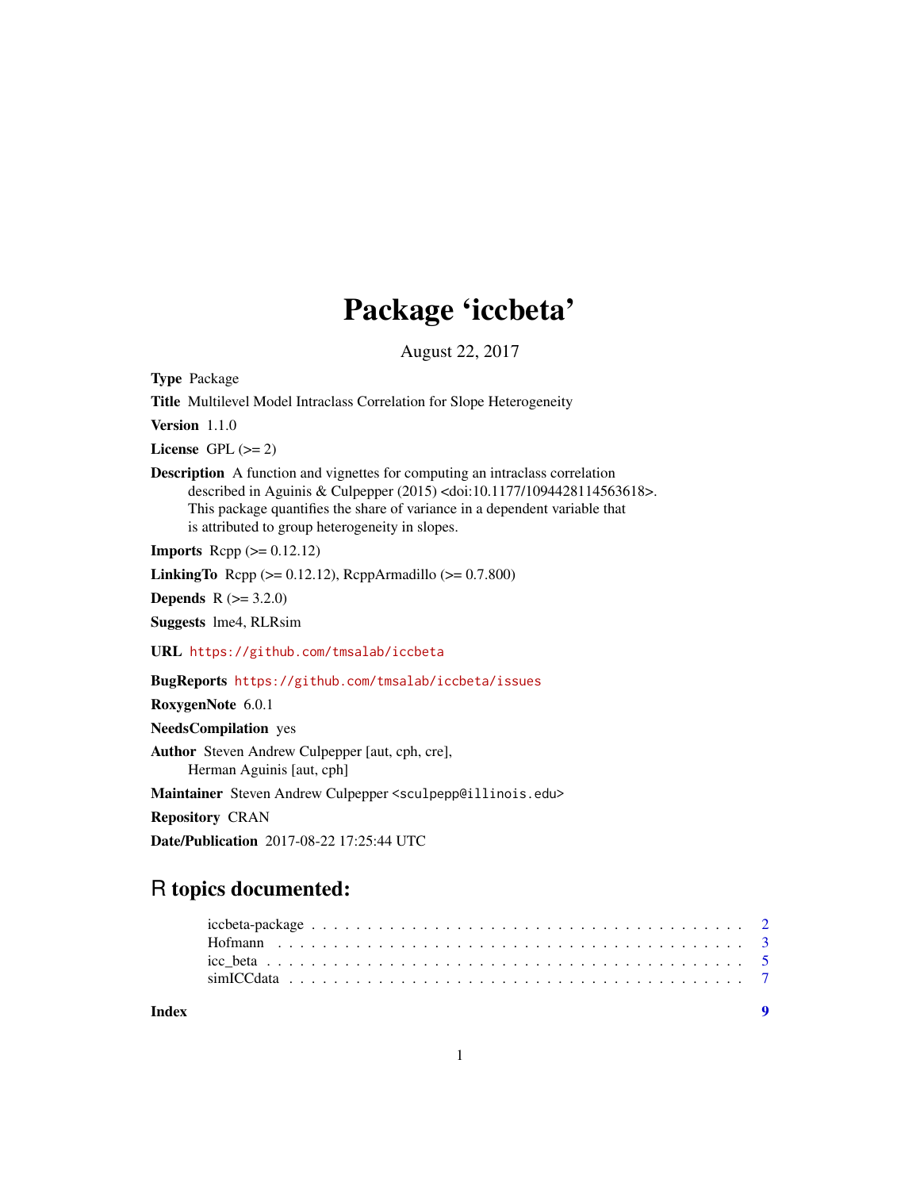# Package 'iccbeta'

August 22, 2017

**Type** Package

**Title** Multilevel Model Intraclass Correlation for Slope Heterogeneity

**Version** 1.1.0

**License** GPL (>= 2)

**Description** A function and vignettes for computing an intraclass correlation described in Aguinis & Culpepper (2015) <doi:10.1177/1094428114563618>. This package quantifies the share of variance in a dependent variable that is attributed to group heterogeneity in slopes.

**Imports** Rcpp (>= 0.12.12)

**LinkingTo** Rcpp (>= 0.12.12), RcppArmadillo (>= 0.7.800)

**Depends** R (>= 3.2.0)

**Suggests** lme4, RLRsim

**URL** https://github.com/tmsalab/iccbeta

**BugReports** https://github.com/tmsalab/iccbeta/issues

**RoxygenNote** 6.0.1

**NeedsCompilation** yes

**Author** Steven Andrew Culpepper [aut, cph, cre], Herman Aguinis [aut, cph]

**Maintainer** Steven Andrew Culpepper <sculpepp@illinois.edu>

**Repository** CRAN

**Date/Publication** 2017-08-22 17:25:44 UTC

## R topics documented:

| | |
|---|---|
| iccbeta-package | 2 |
| Hofmann | 3 |
| icc_beta | 5 |
| simICCdata | 7 |
| **Index** | **9** |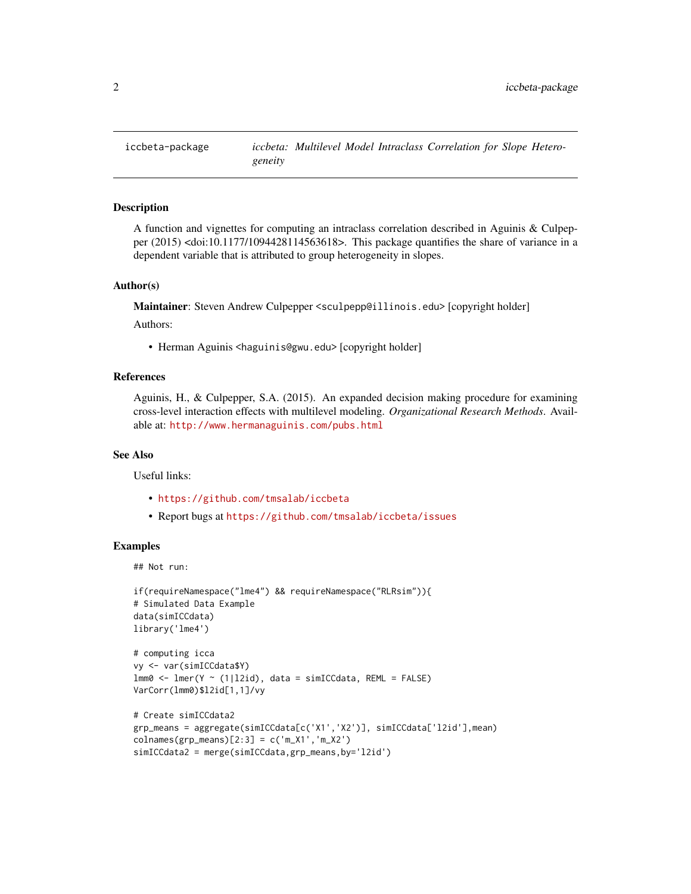`iccbeta-package` — *iccbeta: Multilevel Model Intraclass Correlation for Slope Heterogeneity*

### Description

A function and vignettes for computing an intraclass correlation described in Aguinis & Culpepper (2015) <doi:10.1177/1094428114563618>. This package quantifies the share of variance in a dependent variable that is attributed to group heterogeneity in slopes.

### Author(s)

**Maintainer**: Steven Andrew Culpepper <sculpepp@illinois.edu> [copyright holder]

Authors:

- Herman Aguinis <haguinis@gwu.edu> [copyright holder]

### References

Aguinis, H., & Culpepper, S.A. (2015). An expanded decision making procedure for examining cross-level interaction effects with multilevel modeling. *Organizational Research Methods*. Available at: http://www.hermanaguinis.com/pubs.html

### See Also

Useful links:

- https://github.com/tmsalab/iccbeta
- Report bugs at https://github.com/tmsalab/iccbeta/issues

### Examples

```
## Not run:

if(requireNamespace("lme4") && requireNamespace("RLRsim")){
# Simulated Data Example
data(simICCdata)
library('lme4')

# computing icca
vy <- var(simICCdata$Y)
lmm0 <- lmer(Y ~ (1|l2id), data = simICCdata, REML = FALSE)
VarCorr(lmm0)$l2id[1,1]/vy

# Create simICCdata2
grp_means = aggregate(simICCdata[c('X1','X2')], simICCdata['l2id'],mean)
colnames(grp_means)[2:3] = c('m_X1','m_X2')
simICCdata2 = merge(simICCdata,grp_means,by='l2id')
```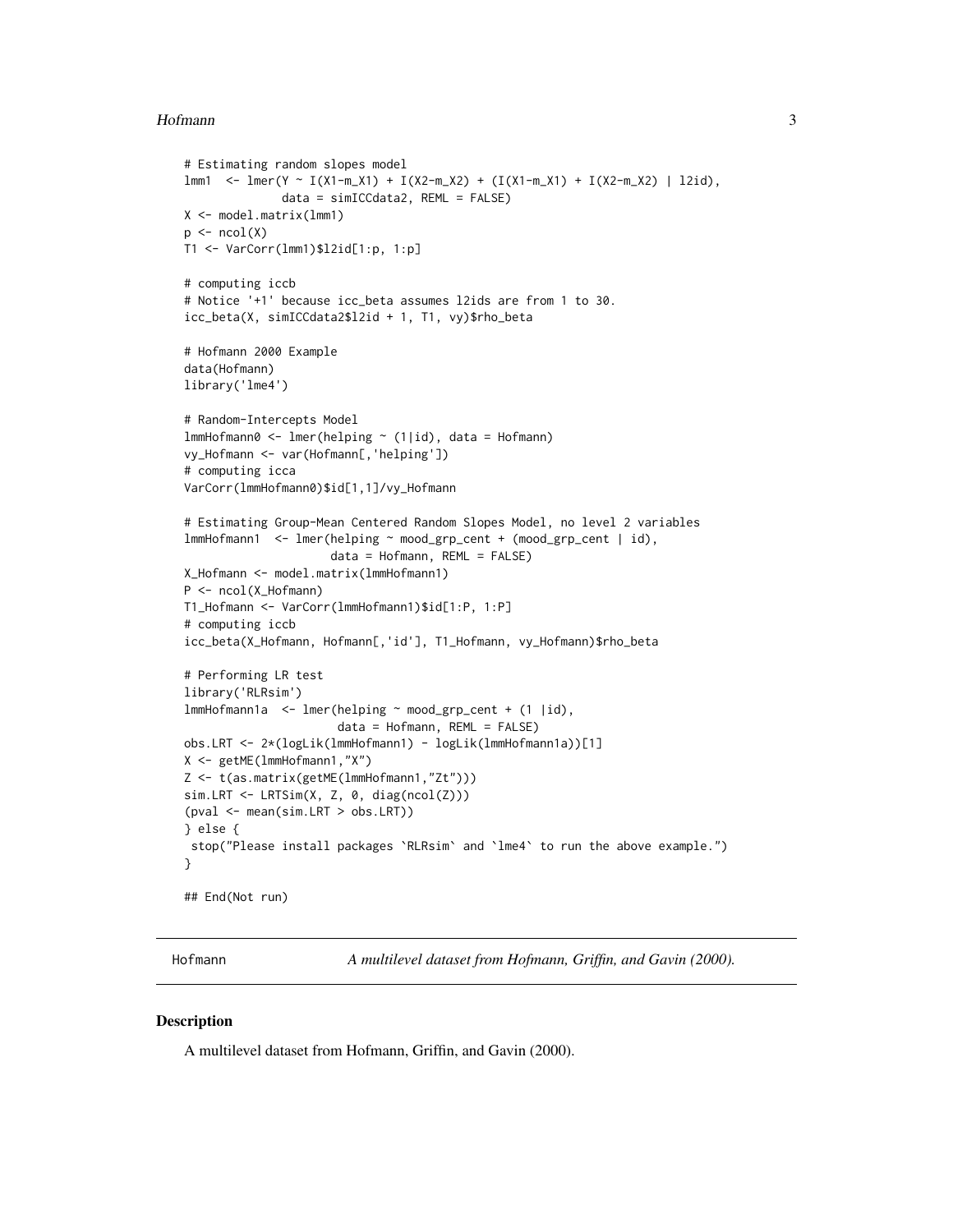```
# Estimating random slopes model
lmm1  <- lmer(Y ~ I(X1-m_X1) + I(X2-m_X2) + (I(X1-m_X1) + I(X2-m_X2) | l2id),
              data = simICCdata2, REML = FALSE)
X <- model.matrix(lmm1)
p <- ncol(X)
T1 <- VarCorr(lmm1)$l2id[1:p, 1:p]

# computing iccb
# Notice '+1' because icc_beta assumes l2ids are from 1 to 30.
icc_beta(X, simICCdata2$l2id + 1, T1, vy)$rho_beta

# Hofmann 2000 Example
data(Hofmann)
library('lme4')

# Random-Intercepts Model
lmmHofmann0 <- lmer(helping ~ (1|id), data = Hofmann)
vy_Hofmann <- var(Hofmann[,'helping'])
# computing icca
VarCorr(lmmHofmann0)$id[1,1]/vy_Hofmann

# Estimating Group-Mean Centered Random Slopes Model, no level 2 variables
lmmHofmann1  <- lmer(helping ~ mood_grp_cent + (mood_grp_cent | id),
                     data = Hofmann, REML = FALSE)
X_Hofmann <- model.matrix(lmmHofmann1)
P <- ncol(X_Hofmann)
T1_Hofmann <- VarCorr(lmmHofmann1)$id[1:P, 1:P]
# computing iccb
icc_beta(X_Hofmann, Hofmann[,'id'], T1_Hofmann, vy_Hofmann)$rho_beta

# Performing LR test
library('RLRsim')
lmmHofmann1a  <- lmer(helping ~ mood_grp_cent + (1 |id),
                      data = Hofmann, REML = FALSE)
obs.LRT <- 2*(logLik(lmmHofmann1) - logLik(lmmHofmann1a))[1]
X <- getME(lmmHofmann1,"X")
Z <- t(as.matrix(getME(lmmHofmann1,"Zt")))
sim.LRT <- LRTSim(X, Z, 0, diag(ncol(Z)))
(pval <- mean(sim.LRT > obs.LRT))
} else {
 stop("Please install packages `RLRsim` and `lme4` to run the above example.")
}

## End(Not run)
```

## Hofmann — *A multilevel dataset from Hofmann, Griffin, and Gavin (2000).*

### Description

A multilevel dataset from Hofmann, Griffin, and Gavin (2000).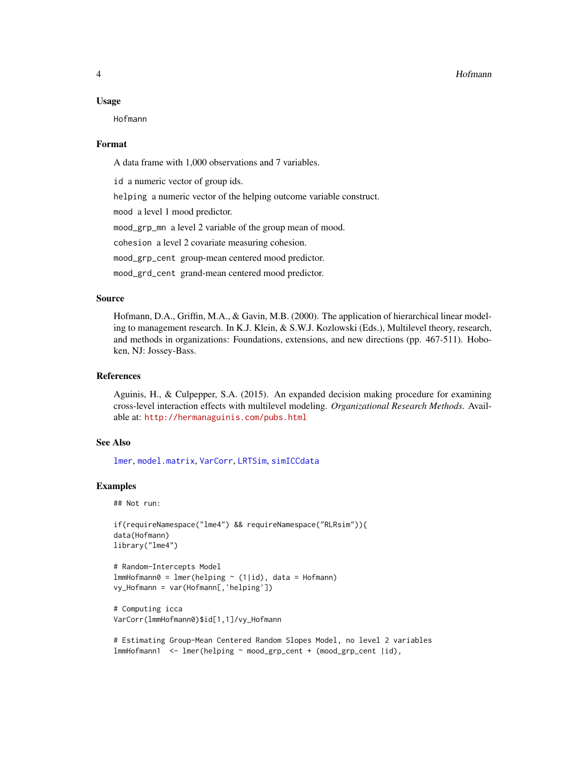### Usage

```
Hofmann
```

### Format

A data frame with 1,000 observations and 7 variables.

`id` a numeric vector of group ids.

`helping` a numeric vector of the helping outcome variable construct.

`mood` a level 1 mood predictor.

`mood_grp_mn` a level 2 variable of the group mean of mood.

`cohesion` a level 2 covariate measuring cohesion.

`mood_grp_cent` group-mean centered mood predictor.

`mood_grd_cent` grand-mean centered mood predictor.

### Source

Hofmann, D.A., Griffin, M.A., & Gavin, M.B. (2000). The application of hierarchical linear modeling to management research. In K.J. Klein, & S.W.J. Kozlowski (Eds.), Multilevel theory, research, and methods in organizations: Foundations, extensions, and new directions (pp. 467-511). Hoboken, NJ: Jossey-Bass.

### References

Aguinis, H., & Culpepper, S.A. (2015). An expanded decision making procedure for examining cross-level interaction effects with multilevel modeling. *Organizational Research Methods*. Available at: http://hermanaguinis.com/pubs.html

### See Also

`lmer`, `model.matrix`, `VarCorr`, `LRTSim`, `simICCdata`

### Examples

```
## Not run:

if(requireNamespace("lme4") && requireNamespace("RLRsim")){
data(Hofmann)
library("lme4")

# Random-Intercepts Model
lmmHofmann0 = lmer(helping ~ (1|id), data = Hofmann)
vy_Hofmann = var(Hofmann[,'helping'])

# Computing icca
VarCorr(lmmHofmann0)$id[1,1]/vy_Hofmann

# Estimating Group-Mean Centered Random Slopes Model, no level 2 variables
lmmHofmann1  <- lmer(helping ~ mood_grp_cent + (mood_grp_cent |id),
```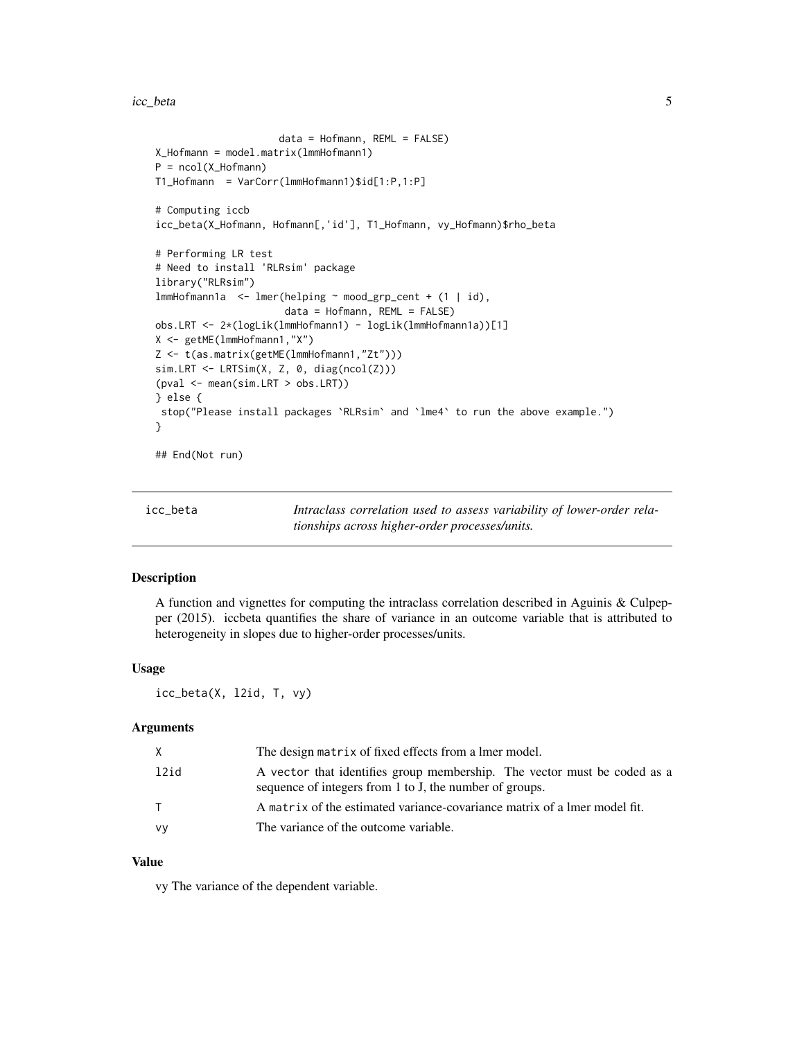```
                     data = Hofmann, REML = FALSE)
X_Hofmann = model.matrix(lmmHofmann1)
P = ncol(X_Hofmann)
T1_Hofmann  = VarCorr(lmmHofmann1)$id[1:P,1:P]

# Computing iccb
icc_beta(X_Hofmann, Hofmann[,'id'], T1_Hofmann, vy_Hofmann)$rho_beta

# Performing LR test
# Need to install 'RLRsim' package
library("RLRsim")
lmmHofmann1a  <- lmer(helping ~ mood_grp_cent + (1 | id),
                      data = Hofmann, REML = FALSE)
obs.LRT <- 2*(logLik(lmmHofmann1) - logLik(lmmHofmann1a))[1]
X <- getME(lmmHofmann1,"X")
Z <- t(as.matrix(getME(lmmHofmann1,"Zt")))
sim.LRT <- LRTSim(X, Z, 0, diag(ncol(Z)))
(pval <- mean(sim.LRT > obs.LRT))
} else {
 stop("Please install packages `RLRsim` and `lme4` to run the above example.")
}

## End(Not run)
```

## icc_beta — *Intraclass correlation used to assess variability of lower-order relationships across higher-order processes/units.*

### Description

A function and vignettes for computing the intraclass correlation described in Aguinis & Culpepper (2015). iccbeta quantifies the share of variance in an outcome variable that is attributed to heterogeneity in slopes due to higher-order processes/units.

### Usage

```
icc_beta(X, l2id, T, vy)
```

### Arguments

| | |
|---|---|
| X | The design matrix of fixed effects from a lmer model. |
| l2id | A vector that identifies group membership. The vector must be coded as a sequence of integers from 1 to J, the number of groups. |
| T | A matrix of the estimated variance-covariance matrix of a lmer model fit. |
| vy | The variance of the outcome variable. |

### Value

vy The variance of the dependent variable.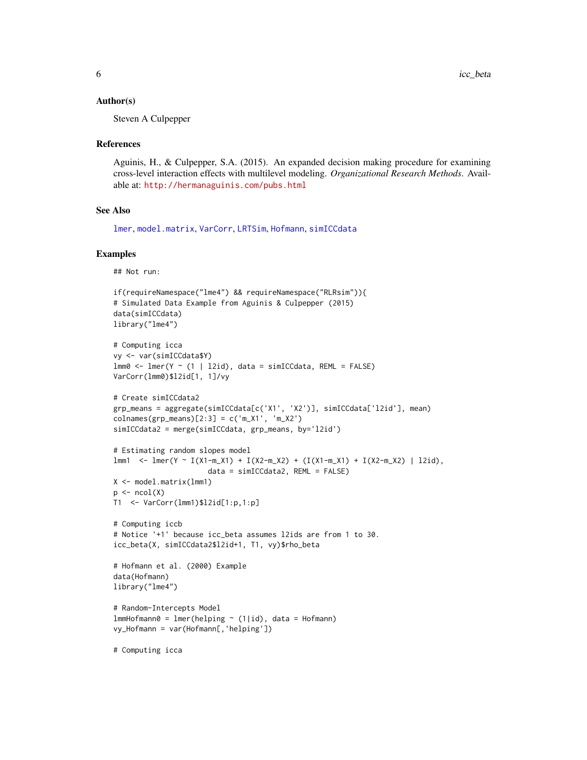### Author(s)

Steven A Culpepper

### References

Aguinis, H., & Culpepper, S.A. (2015). An expanded decision making procedure for examining cross-level interaction effects with multilevel modeling. *Organizational Research Methods*. Available at: http://hermanaguinis.com/pubs.html

### See Also

lmer, model.matrix, VarCorr, LRTSim, Hofmann, simICCdata

### Examples

```
## Not run:

if(requireNamespace("lme4") && requireNamespace("RLRsim")){
# Simulated Data Example from Aguinis & Culpepper (2015)
data(simICCdata)
library("lme4")

# Computing icca
vy <- var(simICCdata$Y)
lmm0 <- lmer(Y ~ (1 | l2id), data = simICCdata, REML = FALSE)
VarCorr(lmm0)$l2id[1, 1]/vy

# Create simICCdata2
grp_means = aggregate(simICCdata[c('X1', 'X2')], simICCdata['l2id'], mean)
colnames(grp_means)[2:3] = c('m_X1', 'm_X2')
simICCdata2 = merge(simICCdata, grp_means, by='l2id')

# Estimating random slopes model
lmm1  <- lmer(Y ~ I(X1-m_X1) + I(X2-m_X2) + (I(X1-m_X1) + I(X2-m_X2) | l2id),
                      data = simICCdata2, REML = FALSE)
X <- model.matrix(lmm1)
p <- ncol(X)
T1  <- VarCorr(lmm1)$l2id[1:p,1:p]

# Computing iccb
# Notice '+1' because icc_beta assumes l2ids are from 1 to 30.
icc_beta(X, simICCdata2$l2id+1, T1, vy)$rho_beta

# Hofmann et al. (2000) Example
data(Hofmann)
library("lme4")

# Random-Intercepts Model
lmmHofmann0 = lmer(helping ~ (1|id), data = Hofmann)
vy_Hofmann = var(Hofmann[,'helping'])

# Computing icca
```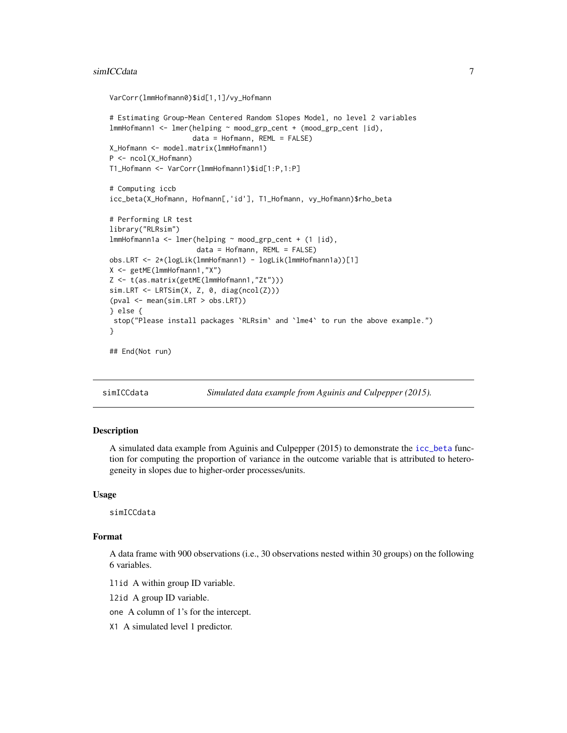```
VarCorr(lmmHofmann0)$id[1,1]/vy_Hofmann

# Estimating Group-Mean Centered Random Slopes Model, no level 2 variables
lmmHofmann1 <- lmer(helping ~ mood_grp_cent + (mood_grp_cent |id),
                    data = Hofmann, REML = FALSE)
X_Hofmann <- model.matrix(lmmHofmann1)
P <- ncol(X_Hofmann)
T1_Hofmann <- VarCorr(lmmHofmann1)$id[1:P,1:P]

# Computing iccb
icc_beta(X_Hofmann, Hofmann[,'id'], T1_Hofmann, vy_Hofmann)$rho_beta

# Performing LR test
library("RLRsim")
lmmHofmann1a <- lmer(helping ~ mood_grp_cent + (1 |id),
                     data = Hofmann, REML = FALSE)
obs.LRT <- 2*(logLik(lmmHofmann1) - logLik(lmmHofmann1a))[1]
X <- getME(lmmHofmann1,"X")
Z <- t(as.matrix(getME(lmmHofmann1,"Zt")))
sim.LRT <- LRTSim(X, Z, 0, diag(ncol(Z)))
(pval <- mean(sim.LRT > obs.LRT))
} else {
 stop("Please install packages `RLRsim` and `lme4` to run the above example.")
}

## End(Not run)
```

---

## simICCdata — *Simulated data example from Aguinis and Culpepper (2015).*

### Description

A simulated data example from Aguinis and Culpepper (2015) to demonstrate the icc_beta function for computing the proportion of variance in the outcome variable that is attributed to heterogeneity in slopes due to higher-order processes/units.

### Usage

```
simICCdata
```

### Format

A data frame with 900 observations (i.e., 30 observations nested within 30 groups) on the following 6 variables.

- `l1id` A within group ID variable.
- `l2id` A group ID variable.
- `one` A column of 1's for the intercept.
- `X1` A simulated level 1 predictor.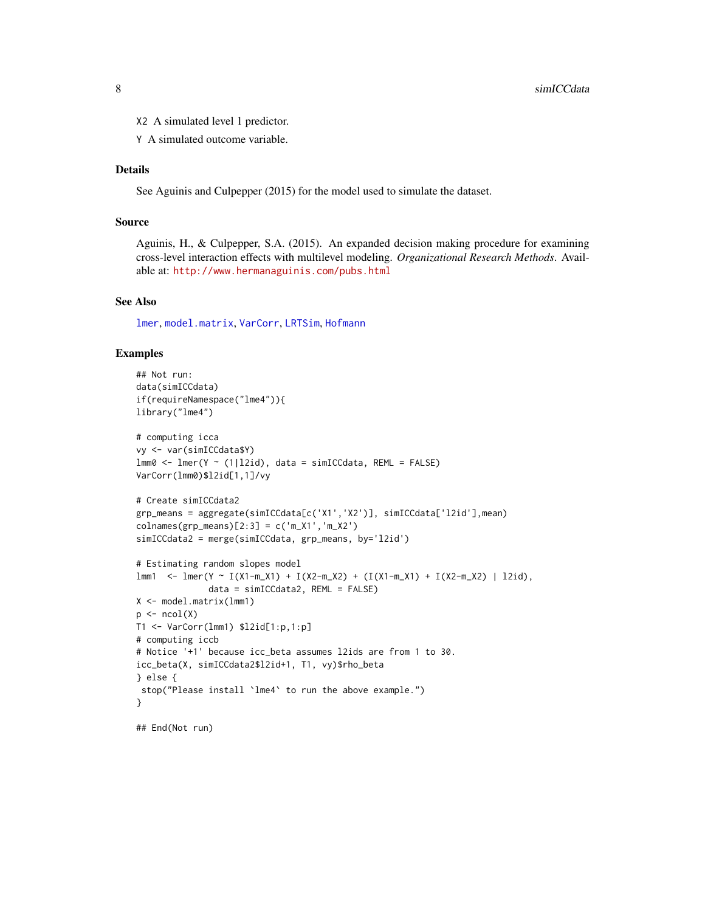X2 A simulated level 1 predictor.

Y A simulated outcome variable.

### Details

See Aguinis and Culpepper (2015) for the model used to simulate the dataset.

### Source

Aguinis, H., & Culpepper, S.A. (2015). An expanded decision making procedure for examining cross-level interaction effects with multilevel modeling. *Organizational Research Methods*. Available at: http://www.hermanaguinis.com/pubs.html

### See Also

lmer, model.matrix, VarCorr, LRTSim, Hofmann

### Examples

```
## Not run:
data(simICCdata)
if(requireNamespace("lme4")){
library("lme4")

# computing icca
vy <- var(simICCdata$Y)
lmm0 <- lmer(Y ~ (1|l2id), data = simICCdata, REML = FALSE)
VarCorr(lmm0)$l2id[1,1]/vy

# Create simICCdata2
grp_means = aggregate(simICCdata[c('X1','X2')], simICCdata['l2id'],mean)
colnames(grp_means)[2:3] = c('m_X1','m_X2')
simICCdata2 = merge(simICCdata, grp_means, by='l2id')

# Estimating random slopes model
lmm1  <- lmer(Y ~ I(X1-m_X1) + I(X2-m_X2) + (I(X1-m_X1) + I(X2-m_X2) | l2id),
              data = simICCdata2, REML = FALSE)
X <- model.matrix(lmm1)
p <- ncol(X)
T1 <- VarCorr(lmm1) $l2id[1:p,1:p]
# computing iccb
# Notice '+1' because icc_beta assumes l2ids are from 1 to 30.
icc_beta(X, simICCdata2$l2id+1, T1, vy)$rho_beta
} else {
 stop("Please install `lme4` to run the above example.")
}

## End(Not run)
```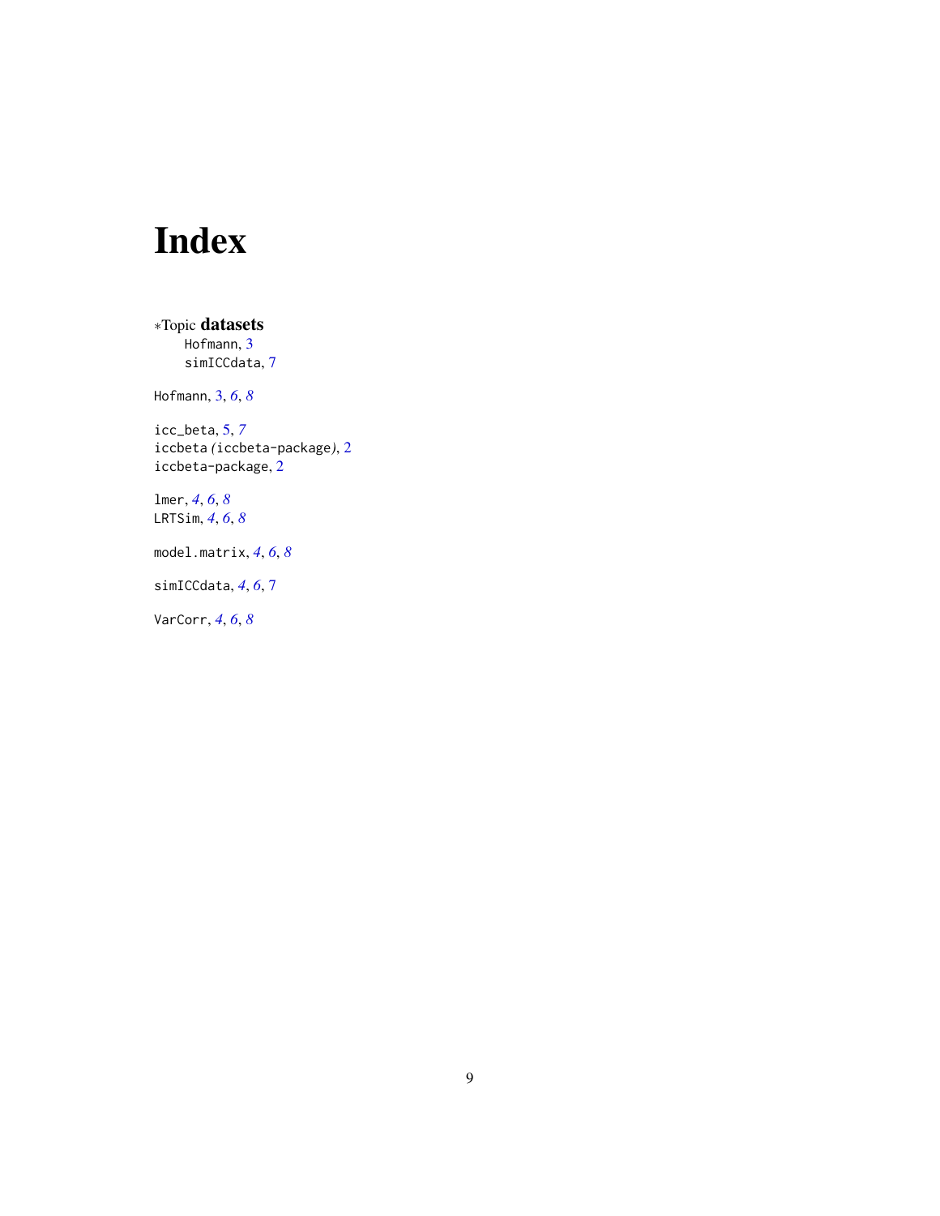# Index

∗Topic **datasets**
    Hofmann, 3
    simICCdata, 7

Hofmann, 3, *6*, *8*

icc_beta, 5, *7*
iccbeta *(*iccbeta-package*)*, 2
iccbeta-package, 2

lmer, *4*, *6*, *8*
LRTSim, *4*, *6*, *8*

model.matrix, *4*, *6*, *8*

simICCdata, *4*, *6*, 7

VarCorr, *4*, *6*, *8*